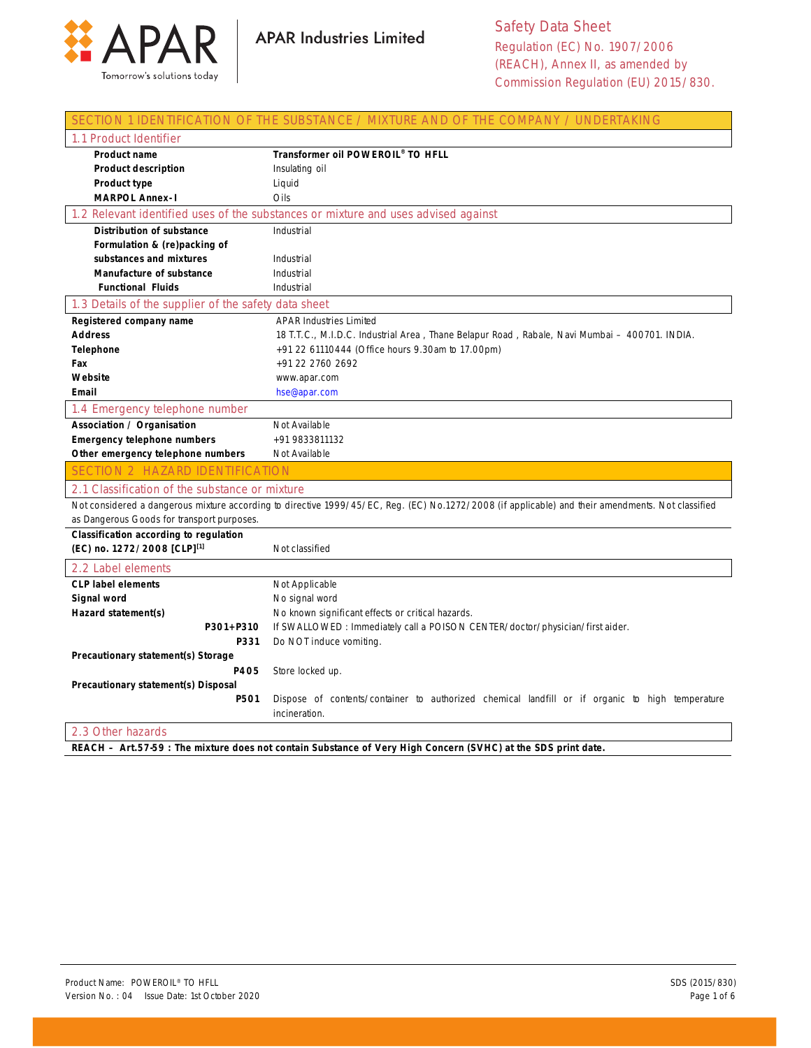**APAR** Tomorrow's solutions today

**APAR Industries Limited**

Safety Data Sheet
Regulation (EC) No. 1907/2006 (REACH), Annex II, as amended by Commission Regulation (EU) 2015/830.

## SECTION 1 IDENTIFICATION OF THE SUBSTANCE / MIXTURE AND OF THE COMPANY / UNDERTAKING

### 1.1 Product Identifier

| | |
|---|---|
| **Product name** | **Transformer oil POWEROIL® TO HFLL** |
| **Product description** | Insulating oil |
| **Product type** | Liquid |
| **MARPOL Annex-I** | Oils |

### 1.2 Relevant identified uses of the substances or mixture and uses advised against

| | |
|---|---|
| **Distribution of substance** | Industrial |
| **Formulation & (re)packing of substances and mixtures** | Industrial |
| **Manufacture of substance** | Industrial |
| **Functional Fluids** | Industrial |

### 1.3 Details of the supplier of the safety data sheet

| | |
|---|---|
| **Registered company name** | APAR Industries Limited |
| **Address** | 18 T.T.C., M.I.D.C. Industrial Area , Thane Belapur Road , Rabale, Navi Mumbai – 400701. INDIA. |
| **Telephone** | +91 22 61110444 (Office hours 9.30am to 17.00pm) |
| **Fax** | +91 22 2760 2692 |
| **Website** | www.apar.com |
| **Email** | hse@apar.com |

### 1.4 Emergency telephone number

| | |
|---|---|
| **Association / Organisation** | Not Available |
| **Emergency telephone numbers** | +91 9833811132 |
| **Other emergency telephone numbers** | Not Available |

## SECTION 2 HAZARD IDENTIFICATION

### 2.1 Classification of the substance or mixture

Not considered a dangerous mixture according to directive 1999/45/EC, Reg. (EC) No.1272/2008 (if applicable) and their amendments. Not classified as Dangerous Goods for transport purposes.

| | |
|---|---|
| **Classification according to regulation (EC) no. 1272/2008 [CLP][1]** | Not classified |

### 2.2 Label elements

| | |
|---|---|
| **CLP label elements** | Not Applicable |
| **Signal word** | No signal word |
| **Hazard statement(s)** | No known significant effects or critical hazards. |
| **P301+P310** | If SWALLOWED : Immediately call a POISON CENTER/doctor/physician/first aider. |
| **P331** | Do NOT induce vomiting. |
| **Precautionary statement(s) Storage** | |
| **P405** | Store locked up. |
| **Precautionary statement(s) Disposal** | |
| **P501** | Dispose of contents/container to authorized chemical landfill or if organic to high temperature incineration. |

### 2.3 Other hazards

**REACH – Art.57-59 : The mixture does not contain Substance of Very High Concern (SVHC) at the SDS print date.**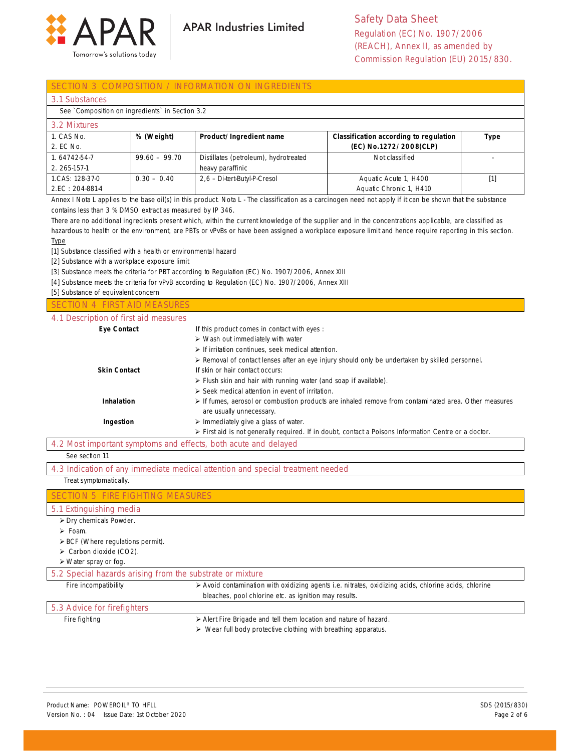## SECTION 3 COMPOSITION / INFORMATION ON INGREDIENTS

### 3.1 Substances

See `Composition on ingredients` in Section 3.2

### 3.2 Mixtures

| 1. CAS No.<br>2. EC No. | % (Weight) | Product/ Ingredient name | Classification according to regulation (EC) No.1272/2008(CLP) | Type |
|---|---|---|---|---|
| 1. 64742-54-7<br>2. 265-157-1 | 99.60 – 99.70 | Distillates (petroleum), hydrotreated heavy paraffinic | Not classified | - |
| 1.CAS: 128-37-0<br>2.EC : 204-881-4 | 0.30 – 0.40 | 2,6 – Di-tert-Butyl-P-Cresol | Aquatic Acute 1, H400<br>Aquatic Chronic 1, H410 | [1] |

Annex I Nota L applies to the base oil(s) in this product. Nota L - The classification as a carcinogen need not apply if it can be shown that the substance contains less than 3 % DMSO extract as measured by IP 346.

There are no additional ingredients present which, within the current knowledge of the supplier and in the concentrations applicable, are classified as hazardous to health or the environment, are PBTs or vPvBs or have been assigned a workplace exposure limit and hence require reporting in this section.

Type

[1] Substance classified with a health or environmental hazard

[2] Substance with a workplace exposure limit

[3] Substance meets the criteria for PBT according to Regulation (EC) No. 1907/2006, Annex XIII

[4] Substance meets the criteria for vPvB according to Regulation (EC) No. 1907/2006, Annex XIII

[5] Substance of equivalent concern

## SECTION 4 FIRST AID MEASURES

### 4.1 Description of first aid measures

**Eye Contact**

If this product comes in contact with eyes :

- Wash out immediately with water
- If irritation continues, seek medical attention.
- Removal of contact lenses after an eye injury should only be undertaken by skilled personnel.

**Skin Contact**

If skin or hair contact occurs:

- Flush skin and hair with running water (and soap if available).
- Seek medical attention in event of irritation.

**Inhalation**

- If fumes, aerosol or combustion products are inhaled remove from contaminated area. Other measures are usually unnecessary.

**Ingestion**

- Immediately give a glass of water.
- First aid is not generally required. If in doubt, contact a Poisons Information Centre or a doctor.

### 4.2 Most important symptoms and effects, both acute and delayed

See section 11

### 4.3 Indication of any immediate medical attention and special treatment needed

Treat symptomatically.

## SECTION 5 FIRE FIGHTING MEASURES

### 5.1 Extinguishing media

- Dry chemicals Powder.
- Foam.
- BCF (Where regulations permit).
- Carbon dioxide ($CO_2$).
- Water spray or fog.

### 5.2 Special hazards arising from the substrate or mixture

Fire incompatibility

- Avoid contamination with oxidizing agents i.e. nitrates, oxidizing acids, chlorine acids, chlorine bleaches, pool chlorine etc. as ignition may results.

### 5.3 Advice for firefighters

Fire fighting

- Alert Fire Brigade and tell them location and nature of hazard.
- Wear full body protective clothing with breathing apparatus.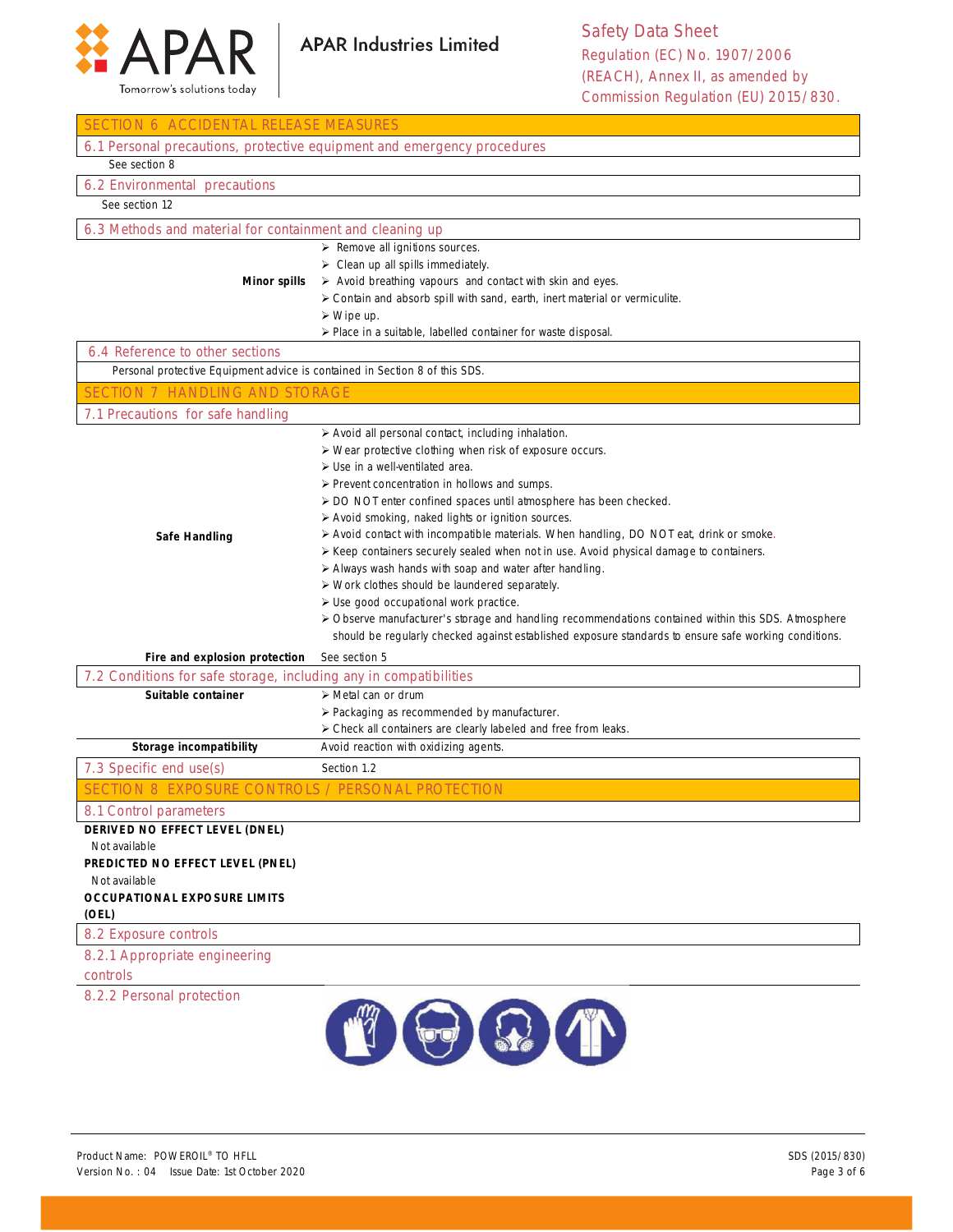## SECTION 6 ACCIDENTAL RELEASE MEASURES

### 6.1 Personal precautions, protective equipment and emergency procedures

See section 8

### 6.2 Environmental precautions

See section 12

### 6.3 Methods and material for containment and cleaning up

**Minor spills**

- Remove all ignitions sources.
- Clean up all spills immediately.
- Avoid breathing vapours and contact with skin and eyes.
- Contain and absorb spill with sand, earth, inert material or vermiculite.
- Wipe up.
- Place in a suitable, labelled container for waste disposal.

### 6.4 Reference to other sections

Personal protective Equipment advice is contained in Section 8 of this SDS.

## SECTION 7 HANDLING AND STORAGE

### 7.1 Precautions for safe handling

**Safe Handling**

- Avoid all personal contact, including inhalation.
- Wear protective clothing when risk of exposure occurs.
- Use in a well-ventilated area.
- Prevent concentration in hollows and sumps.
- DO NOT enter confined spaces until atmosphere has been checked.
- Avoid smoking, naked lights or ignition sources.
- Avoid contact with incompatible materials. When handling, DO NOT eat, drink or smoke.
- Keep containers securely sealed when not in use. Avoid physical damage to containers.
- Always wash hands with soap and water after handling.
- Work clothes should be laundered separately.
- Use good occupational work practice.
- Observe manufacturer's storage and handling recommendations contained within this SDS. Atmosphere should be regularly checked against established exposure standards to ensure safe working conditions.

**Fire and explosion protection** See section 5

### 7.2 Conditions for safe storage, including any in compatibilities

**Suitable container**

- Metal can or drum
- Packaging as recommended by manufacturer.
- Check all containers are clearly labeled and free from leaks.

**Storage incompatibility** Avoid reaction with oxidizing agents.

### 7.3 Specific end use(s)

Section 1.2

## SECTION 8 EXPOSURE CONTROLS / PERSONAL PROTECTION

### 8.1 Control parameters

**DERIVED NO EFFECT LEVEL (DNEL)**

Not available

**PREDICTED NO EFFECT LEVEL (PNEL)**

Not available

**OCCUPATIONAL EXPOSURE LIMITS (OEL)**

### 8.2 Exposure controls

#### 8.2.1 Appropriate engineering controls

#### 8.2.2 Personal protection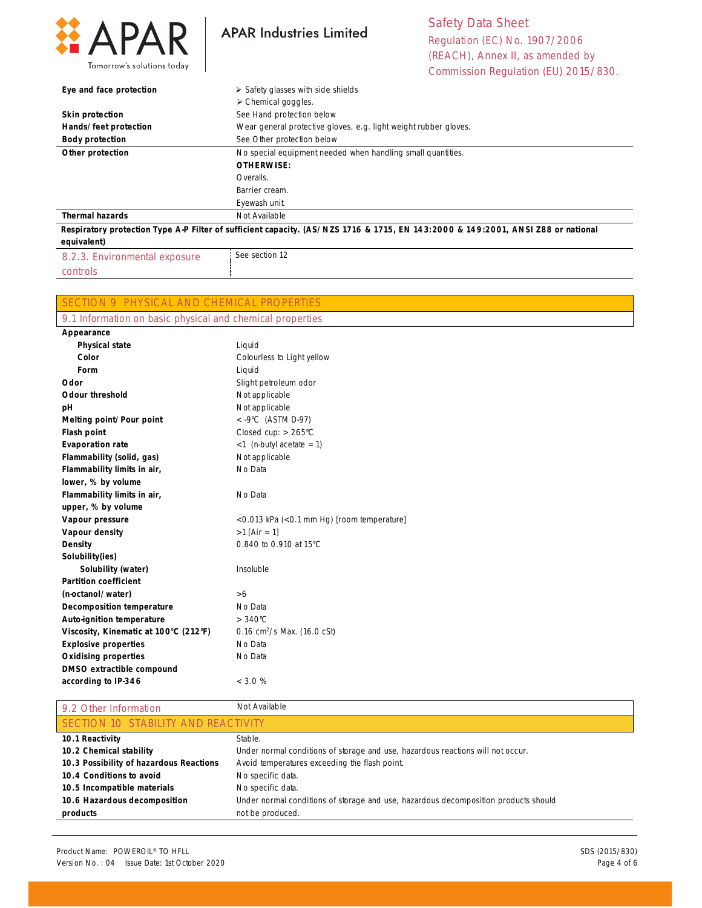| | |
|---|---|
| **Eye and face protection** | ➢ Safety glasses with side shields<br>➢ Chemical goggles. |
| **Skin protection** | See Hand protection below |
| **Hands/feet protection** | Wear general protective gloves, e.g. light weight rubber gloves. |
| **Body protection** | See Other protection below |
| **Other protection** | No special equipment needed when handling small quantities.<br>**OTHERWISE:**<br>Overalls.<br>Barrier cream.<br>Eyewash unit. |
| **Thermal hazards** | Not Available |

**Respiratory protection Type A-P Filter of sufficient capacity. (AS/NZS 1716 & 1715, EN 143:2000 & 149:2001, ANSI Z88 or national equivalent)**

| | |
|---|---|
| 8.2.3. Environmental exposure controls | See section 12 |

## SECTION 9 PHYSICAL AND CHEMICAL PROPERTIES

### 9.1 Information on basic physical and chemical properties

| | |
|---|---|
| **Appearance** | |
| **Physical state** | Liquid |
| **Color** | Colourless to Light yellow |
| **Form** | Liquid |
| **Odor** | Slight petroleum odor |
| **Odour threshold** | Not applicable |
| **pH** | Not applicable |
| **Melting point/Pour point** | < -9°C (ASTM D-97) |
| **Flash point** | Closed cup: > 265°C |
| **Evaporation rate** | <1 (n-butyl acetate = 1) |
| **Flammability (solid, gas)** | Not applicable |
| **Flammability limits in air, lower, % by volume** | No Data |
| **Flammability limits in air, upper, % by volume** | No Data |
| **Vapour pressure** | <0.013 kPa (<0.1 mm Hg) [room temperature] |
| **Vapour density** | >1 [Air = 1] |
| **Density** | 0.840 to 0.910 at 15°C |
| **Solubility(ies)** | |
| **Solubility (water)** | Insoluble |
| **Partition coefficient (n-octanol/water)** | >6 |
| **Decomposition temperature** | No Data |
| **Auto-ignition temperature** | > 340°C |
| **Viscosity, Kinematic at 100°C (212°F)** | 0.16 $cm^2/s$ Max. (16.0 cSt) |
| **Explosive properties** | No Data |
| **Oxidising properties** | No Data |
| **DMSO extractible compound according to IP-346** | < 3.0 % |

| | |
|---|---|
| 9.2 Other Information | Not Available |

## SECTION 10 STABILITY AND REACTIVITY

| | |
|---|---|
| **10.1 Reactivity** | Stable. |
| **10.2 Chemical stability** | Under normal conditions of storage and use, hazardous reactions will not occur. |
| **10.3 Possibility of hazardous Reactions** | Avoid temperatures exceeding the flash point. |
| **10.4 Conditions to avoid** | No specific data. |
| **10.5 Incompatible materials** | No specific data. |
| **10.6 Hazardous decomposition products** | Under normal conditions of storage and use, hazardous decomposition products should not be produced. |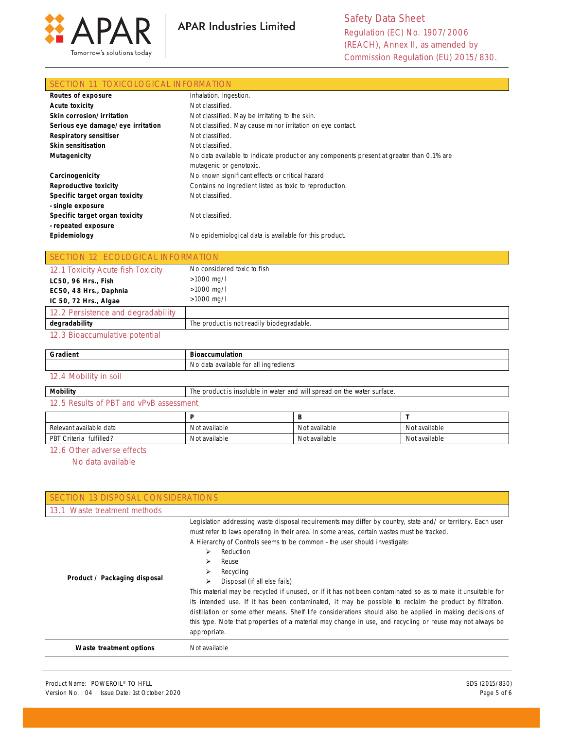## SECTION 11 TOXICOLOGICAL INFORMATION

| | |
|---|---|
| **Routes of exposure** | Inhalation. Ingestion. |
| **Acute toxicity** | Not classified. |
| **Skin corrosion/ irritation** | Not classified. May be irritating to the skin. |
| **Serious eye damage/ eye irritation** | Not classified. May cause minor irritation on eye contact. |
| **Respiratory sensitiser** | Not classified. |
| **Skin sensitisation** | Not classified. |
| **Mutagenicity** | No data available to indicate product or any components present at greater than 0.1% are mutagenic or genotoxic. |
| **Carcinogenicity** | No known significant effects or critical hazard |
| **Reproductive toxicity** | Contains no ingredient listed as toxic to reproduction. |
| **Specific target organ toxicity - single exposure** | Not classified. |
| **Specific target organ toxicity - repeated exposure** | Not classified. |
| **Epidemiology** | No epidemiological data is available for this product. |

## SECTION 12 ECOLOGICAL INFORMATION

| 12.1 Toxicity Acute fish Toxicity | No considered toxic to fish |
|---|---|
| **LC50, 96 Hrs., Fish** | >1000 mg/l |
| **EC50, 48 Hrs., Daphnia** | >1000 mg/l |
| **IC 50, 72 Hrs., Algae** | >1000 mg/l |

| 12.2 Persistence and degradability | |
|---|---|
| **degradability** | The product is not readily biodegradable. |

### 12.3 Bioaccumulative potential

| **Gradient** | **Bioaccumulation** |
|---|---|
| | No data available for all ingredients |

### 12.4 Mobility in soil

| **Mobility** | The product is insoluble in water and will spread on the water surface. |
|---|---|

### 12.5 Results of PBT and vPvB assessment

| | **P** | **B** | **T** |
|---|---|---|---|
| Relevant available data | Not available | Not available | Not available |
| PBT Criteria fulfilled? | Not available | Not available | Not available |

### 12.6 Other adverse effects

No data available

## SECTION 13 DISPOSAL CONSIDERATIONS

### 13.1 Waste treatment methods

| | |
|---|---|
| **Product / Packaging disposal** | Legislation addressing waste disposal requirements may differ by country, state and/ or territory. Each user must refer to laws operating in their area. In some areas, certain wastes must be tracked.<br>A Hierarchy of Controls seems to be common - the user should investigate:<br>➢ Reduction<br>➢ Reuse<br>➢ Recycling<br>➢ Disposal (if all else fails)<br>This material may be recycled if unused, or if it has not been contaminated so as to make it unsuitable for its intended use. If it has been contaminated, it may be possible to reclaim the product by filtration, distillation or some other means. Shelf life considerations should also be applied in making decisions of this type. Note that properties of a material may change in use, and recycling or reuse may not always be appropriate. |
| **Waste treatment options** | Not available |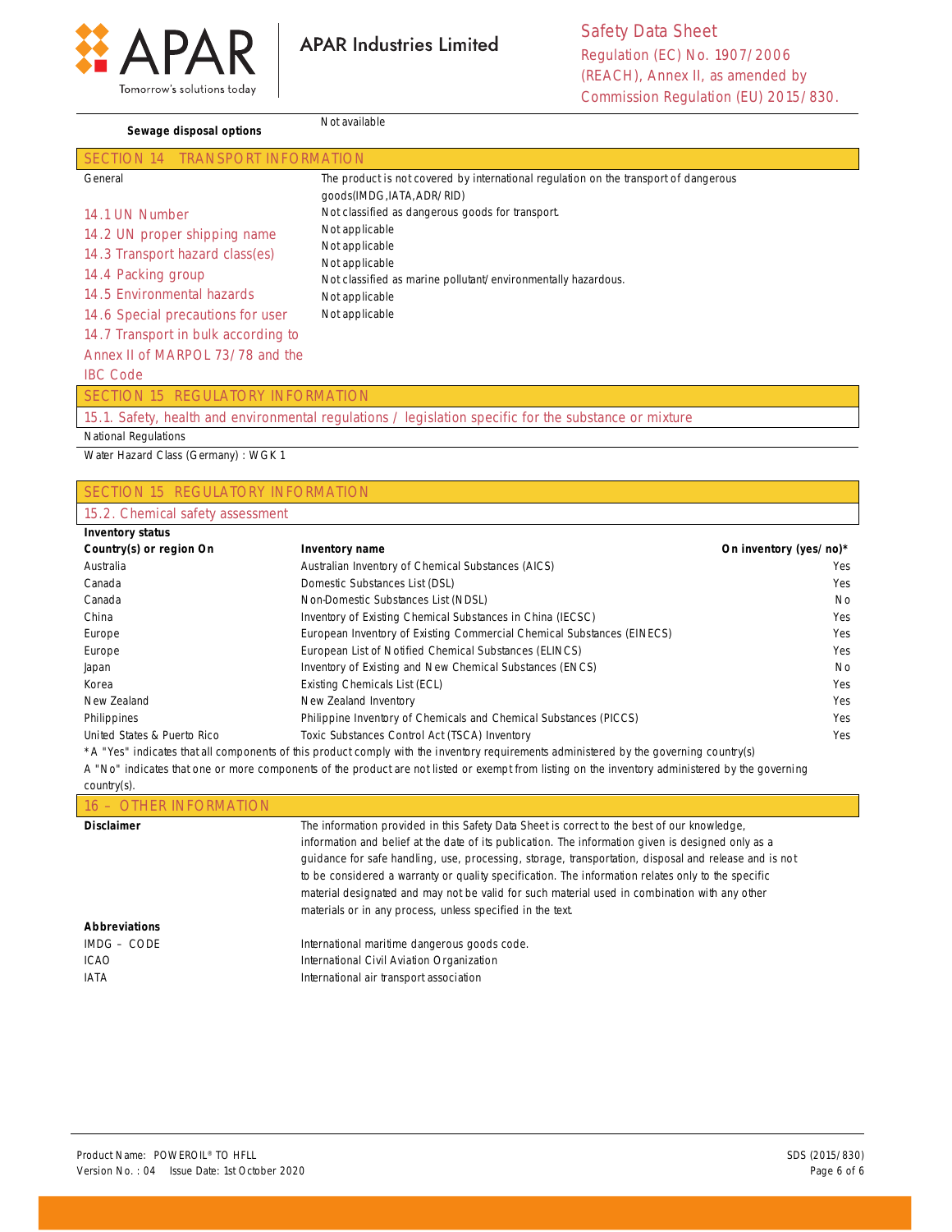| | |
|---|---|
| **Sewage disposal options** | Not available |

## SECTION 14 TRANSPORT INFORMATION

| | |
|---|---|
| General | The product is not covered by international regulation on the transport of dangerous goods(IMDG,IATA,ADR/RID) |
| 14.1 UN Number | Not classified as dangerous goods for transport. |
| 14.2 UN proper shipping name | Not applicable |
| 14.3 Transport hazard class(es) | Not applicable |
| 14.4 Packing group | Not applicable |
| 14.5 Environmental hazards | Not classified as marine pollutant/environmentally hazardous. |
| 14.6 Special precautions for user | Not applicable |
| 14.7 Transport in bulk according to Annex II of MARPOL 73/78 and the IBC Code | Not applicable |

## SECTION 15 REGULATORY INFORMATION

### 15.1. Safety, health and environmental regulations / legislation specific for the substance or mixture

National Regulations

Water Hazard Class (Germany) : WGK 1

## SECTION 15 REGULATORY INFORMATION

### 15.2. Chemical safety assessment

**Inventory status**

| Country(s) or region On | Inventory name | On inventory (yes/no)* |
|---|---|---|
| Australia | Australian Inventory of Chemical Substances (AICS) | Yes |
| Canada | Domestic Substances List (DSL) | Yes |
| Canada | Non-Domestic Substances List (NDSL) | No |
| China | Inventory of Existing Chemical Substances in China (IECSC) | Yes |
| Europe | European Inventory of Existing Commercial Chemical Substances (EINECS) | Yes |
| Europe | European List of Notified Chemical Substances (ELINCS) | Yes |
| Japan | Inventory of Existing and New Chemical Substances (ENCS) | No |
| Korea | Existing Chemicals List (ECL) | Yes |
| New Zealand | New Zealand Inventory | Yes |
| Philippines | Philippine Inventory of Chemicals and Chemical Substances (PICCS) | Yes |
| United States & Puerto Rico | Toxic Substances Control Act (TSCA) Inventory | Yes |

*A "Yes" indicates that all components of this product comply with the inventory requirements administered by the governing country(s)

A "No" indicates that one or more components of the product are not listed or exempt from listing on the inventory administered by the governing country(s).

## 16 – OTHER INFORMATION

**Disclaimer**

The information provided in this Safety Data Sheet is correct to the best of our knowledge, information and belief at the date of its publication. The information given is designed only as a guidance for safe handling, use, processing, storage, transportation, disposal and release and is not to be considered a warranty or quality specification. The information relates only to the specific material designated and may not be valid for such material used in combination with any other materials or in any process, unless specified in the text.

**Abbreviations**

| | |
|---|---|
| IMDG – CODE | International maritime dangerous goods code. |
| ICAO | International Civil Aviation Organization |
| IATA | International air transport association |

Product Name: POWEROIL® TO HFLL
Version No. : 04 Issue Date: 1st October 2020